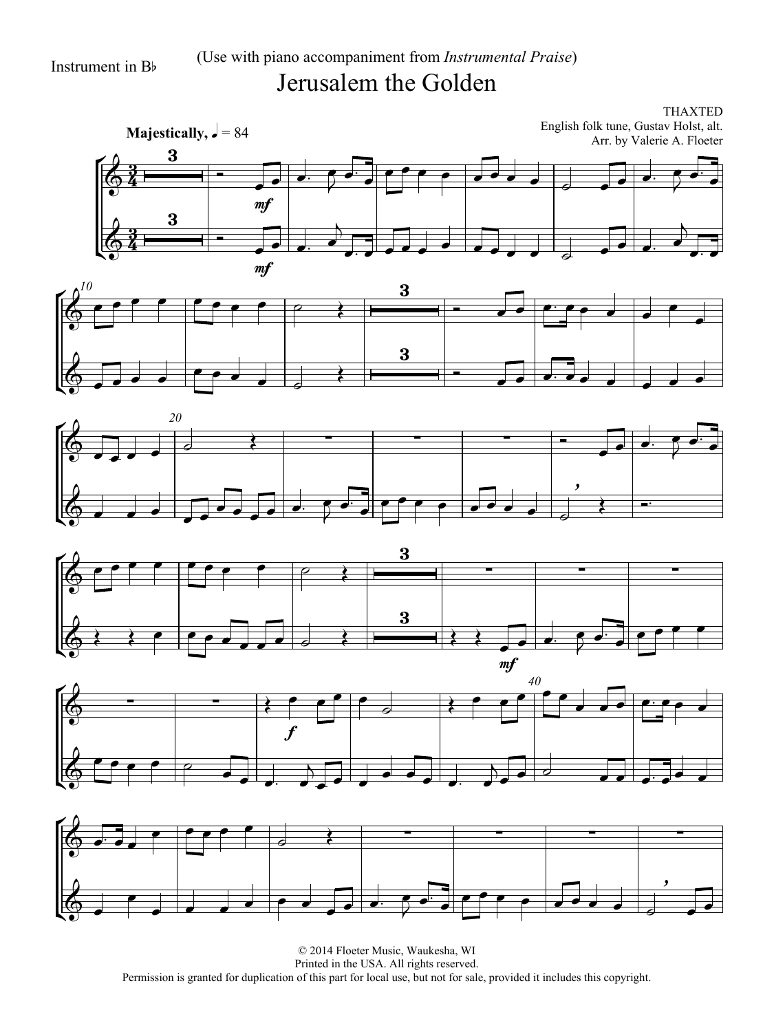Instrument in B♭

(Use with piano accompaniment from *Instrumental Praise*)

# Jerusalem the Golden

THAXTED
English folk tune, Gustav Holst, alt.
Arr. by Valerie A. Floeter

**Majestically,** ♩ = 84

© 2014 Floeter Music, Waukesha, WI
Printed in the USA. All rights reserved.
Permission is granted for duplication of this part for local use, but not for sale, provided it includes this copyright.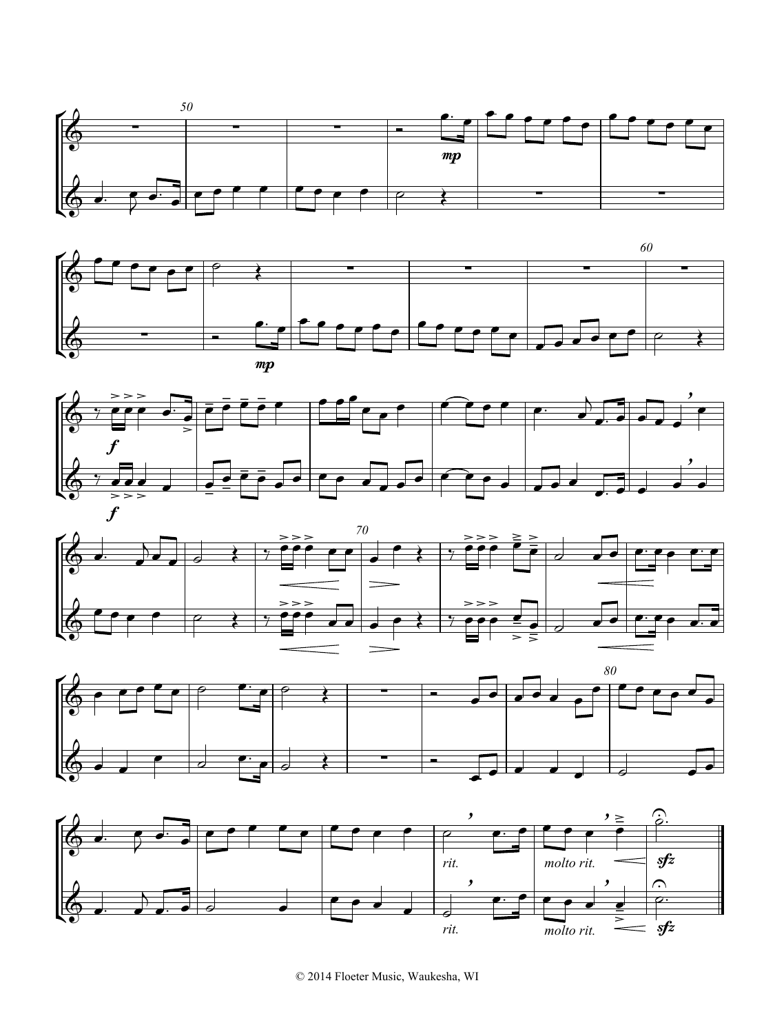© 2014 Floeter Music, Waukesha, WI